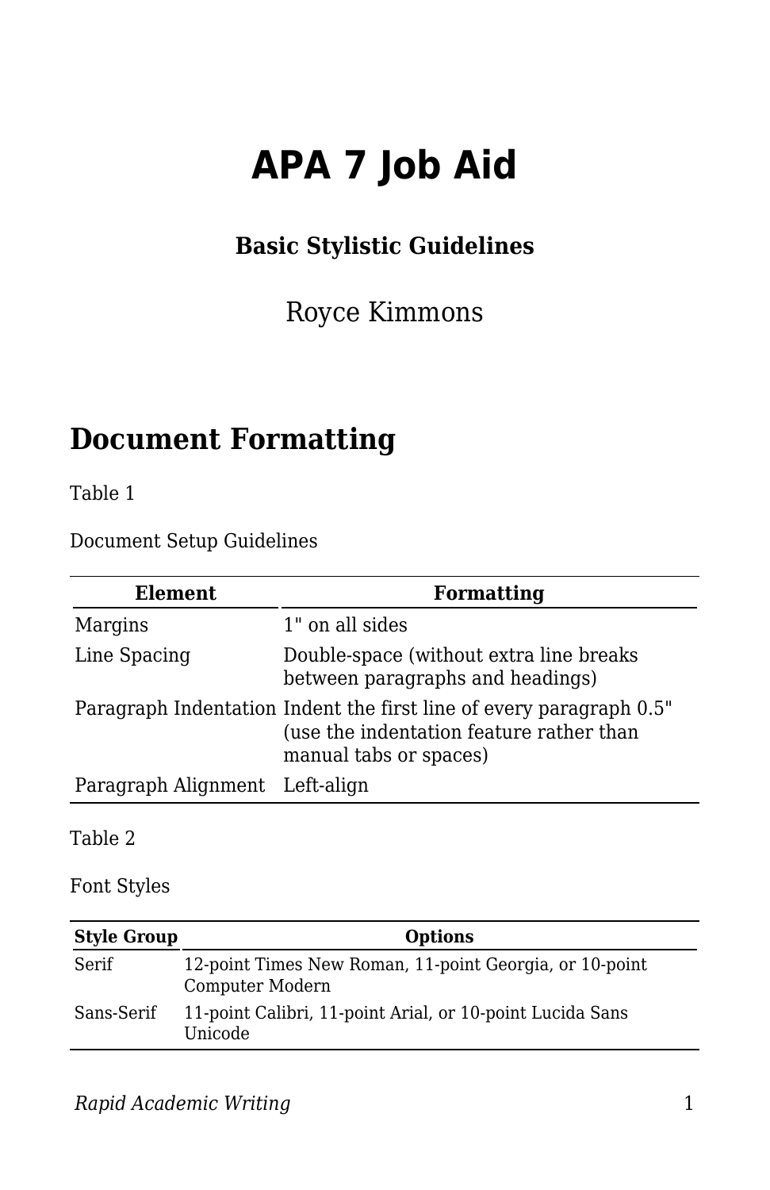# APA 7 Job Aid

**Basic Stylistic Guidelines**

Royce Kimmons

## Document Formatting

Table 1

Document Setup Guidelines

| Element | Formatting |
|---|---|
| Margins | 1" on all sides |
| Line Spacing | Double-space (without extra line breaks between paragraphs and headings) |
| Paragraph Indentation | Indent the first line of every paragraph 0.5" (use the indentation feature rather than manual tabs or spaces) |
| Paragraph Alignment | Left-align |

Table 2

Font Styles

| Style Group | Options |
|---|---|
| Serif | 12-point Times New Roman, 11-point Georgia, or 10-point Computer Modern |
| Sans-Serif | 11-point Calibri, 11-point Arial, or 10-point Lucida Sans Unicode |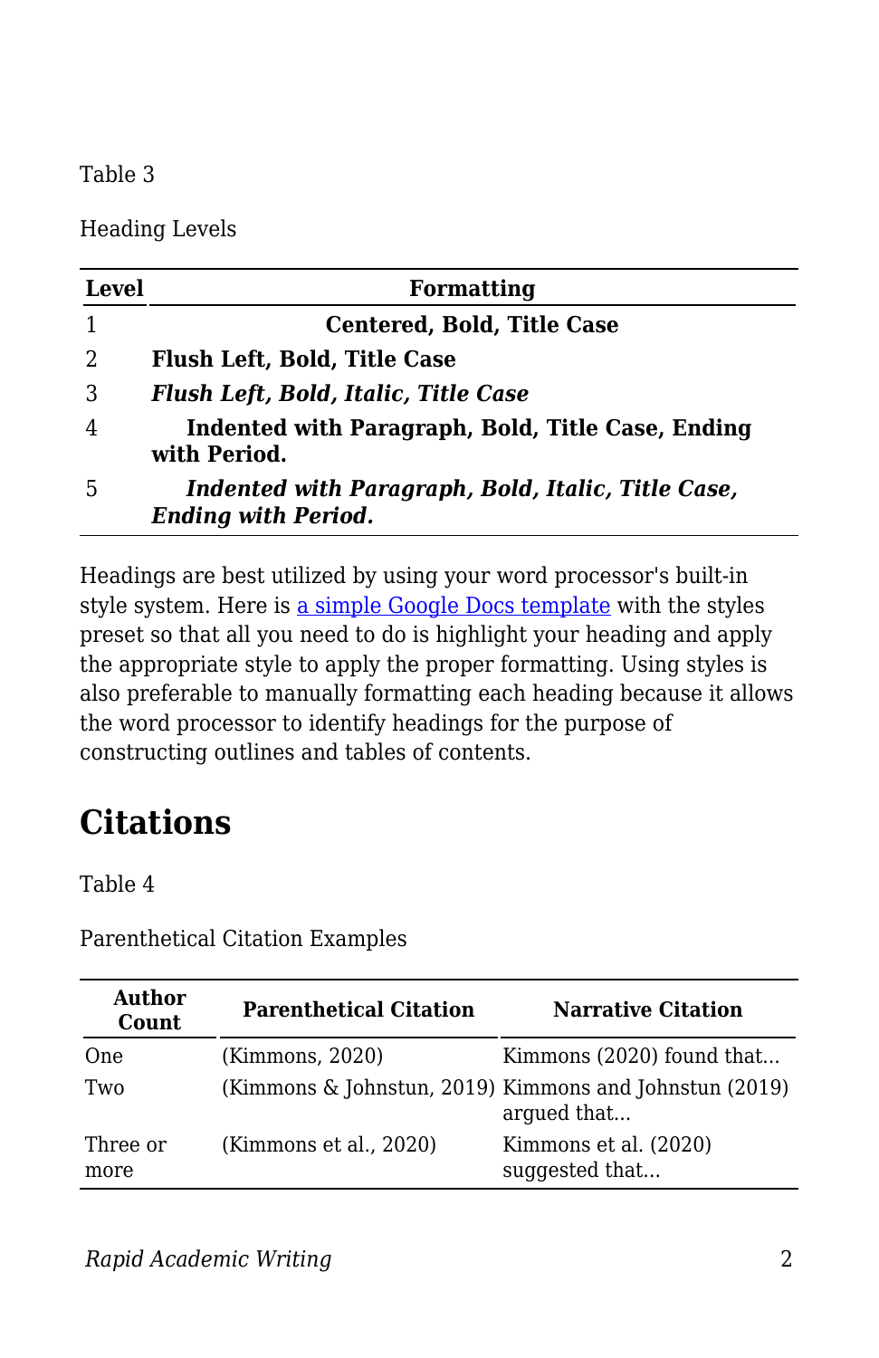Table 3

Heading Levels

| Level | Formatting |
| --- | --- |
| 1 | **Centered, Bold, Title Case** |
| 2 | **Flush Left, Bold, Title Case** |
| 3 | ***Flush Left, Bold, Italic, Title Case*** |
| 4 | **Indented with Paragraph, Bold, Title Case, Ending with Period.** |
| 5 | ***Indented with Paragraph, Bold, Italic, Title Case, Ending with Period.*** |

Headings are best utilized by using your word processor's built-in style system. Here is [a simple Google Docs template] with the styles preset so that all you need to do is highlight your heading and apply the appropriate style to apply the proper formatting. Using styles is also preferable to manually formatting each heading because it allows the word processor to identify headings for the purpose of constructing outlines and tables of contents.

## Citations

Table 4

Parenthetical Citation Examples

| Author Count | Parenthetical Citation | Narrative Citation |
| --- | --- | --- |
| One | (Kimmons, 2020) | Kimmons (2020) found that... |
| Two | (Kimmons & Johnstun, 2019) | Kimmons and Johnstun (2019) argued that... |
| Three or more | (Kimmons et al., 2020) | Kimmons et al. (2020) suggested that... |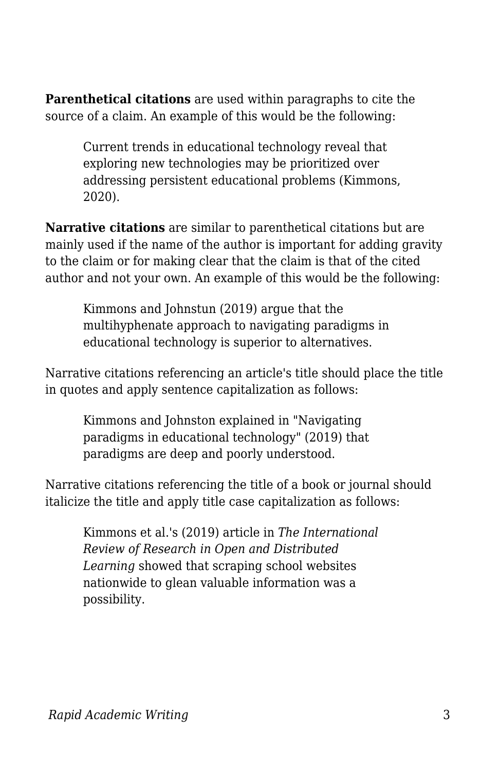**Parenthetical citations** are used within paragraphs to cite the source of a claim. An example of this would be the following:

> Current trends in educational technology reveal that exploring new technologies may be prioritized over addressing persistent educational problems (Kimmons, 2020).

**Narrative citations** are similar to parenthetical citations but are mainly used if the name of the author is important for adding gravity to the claim or for making clear that the claim is that of the cited author and not your own. An example of this would be the following:

> Kimmons and Johnstun (2019) argue that the multihyphenate approach to navigating paradigms in educational technology is superior to alternatives.

Narrative citations referencing an article's title should place the title in quotes and apply sentence capitalization as follows:

> Kimmons and Johnston explained in "Navigating paradigms in educational technology" (2019) that paradigms are deep and poorly understood.

Narrative citations referencing the title of a book or journal should italicize the title and apply title case capitalization as follows:

> Kimmons et al.'s (2019) article in *The International Review of Research in Open and Distributed Learning* showed that scraping school websites nationwide to glean valuable information was a possibility.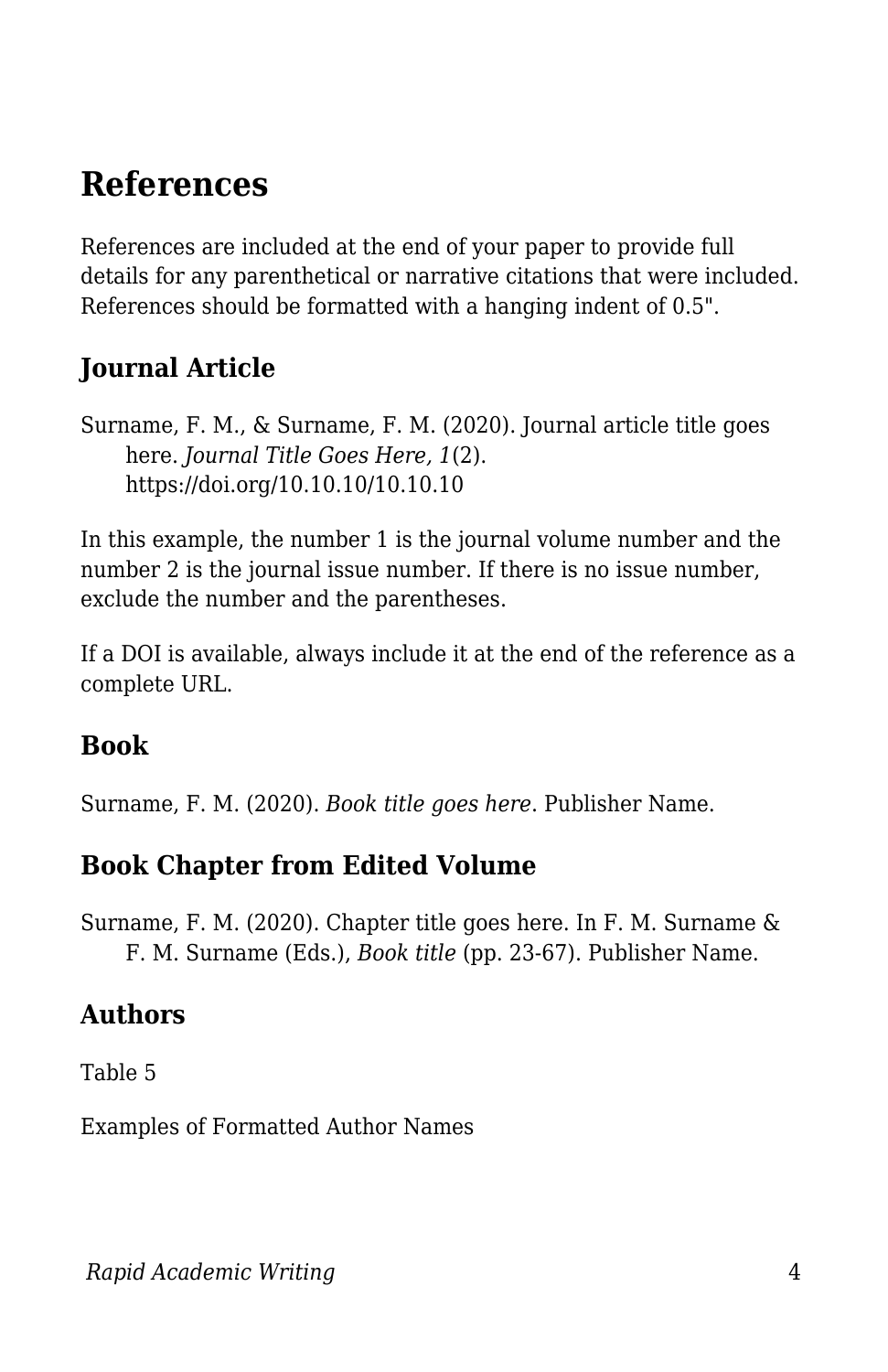## References

References are included at the end of your paper to provide full details for any parenthetical or narrative citations that were included. References should be formatted with a hanging indent of 0.5".

### Journal Article

Surname, F. M., & Surname, F. M. (2020). Journal article title goes here. *Journal Title Goes Here, 1*(2). https://doi.org/10.10.10/10.10.10

In this example, the number 1 is the journal volume number and the number 2 is the journal issue number. If there is no issue number, exclude the number and the parentheses.

If a DOI is available, always include it at the end of the reference as a complete URL.

### Book

Surname, F. M. (2020). *Book title goes here*. Publisher Name.

### Book Chapter from Edited Volume

Surname, F. M. (2020). Chapter title goes here. In F. M. Surname & F. M. Surname (Eds.), *Book title* (pp. 23-67). Publisher Name.

### Authors

Table 5

Examples of Formatted Author Names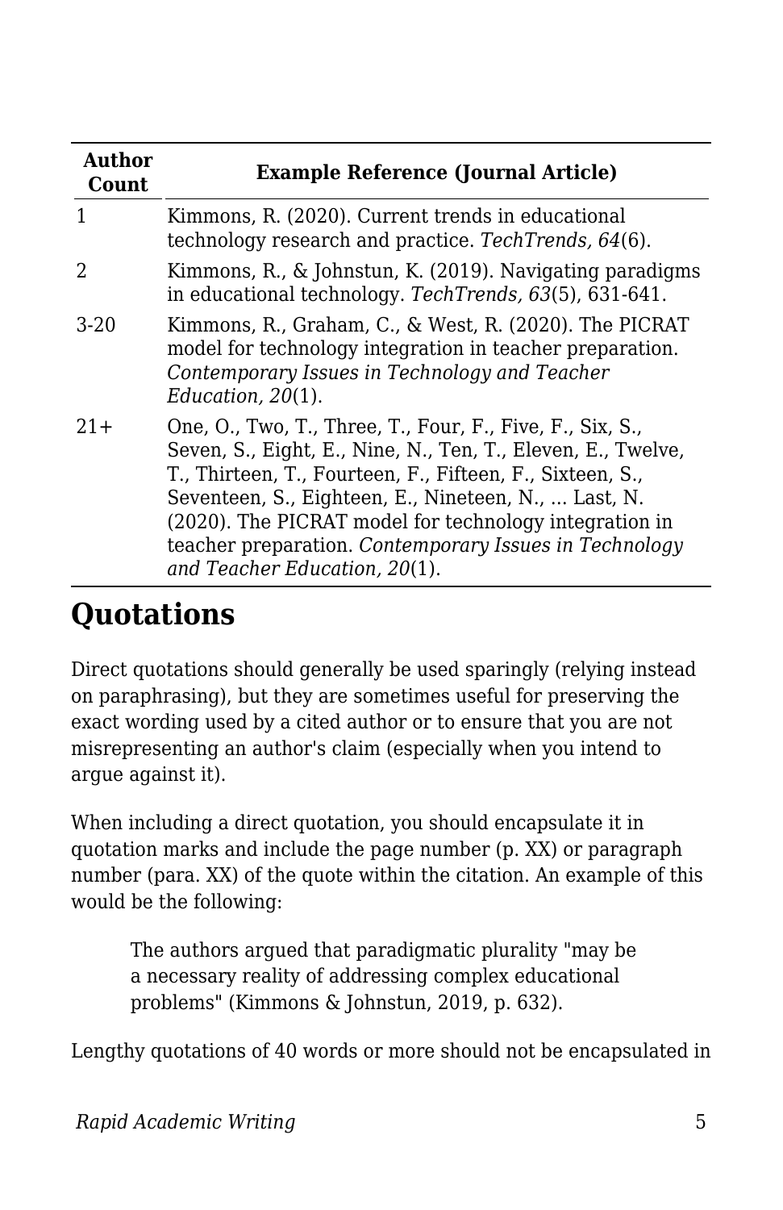| Author Count | Example Reference (Journal Article) |
|---|---|
| 1 | Kimmons, R. (2020). Current trends in educational technology research and practice. *TechTrends, 64*(6). |
| 2 | Kimmons, R., & Johnstun, K. (2019). Navigating paradigms in educational technology. *TechTrends, 63*(5), 631-641. |
| 3-20 | Kimmons, R., Graham, C., & West, R. (2020). The PICRAT model for technology integration in teacher preparation. *Contemporary Issues in Technology and Teacher Education, 20*(1). |
| 21+ | One, O., Two, T., Three, T., Four, F., Five, F., Six, S., Seven, S., Eight, E., Nine, N., Ten, T., Eleven, E., Twelve, T., Thirteen, T., Fourteen, F., Fifteen, F., Sixteen, S., Seventeen, S., Eighteen, E., Nineteen, N., ... Last, N. (2020). The PICRAT model for technology integration in teacher preparation. *Contemporary Issues in Technology and Teacher Education, 20*(1). |

## Quotations

Direct quotations should generally be used sparingly (relying instead on paraphrasing), but they are sometimes useful for preserving the exact wording used by a cited author or to ensure that you are not misrepresenting an author's claim (especially when you intend to argue against it).

When including a direct quotation, you should encapsulate it in quotation marks and include the page number (p. XX) or paragraph number (para. XX) of the quote within the citation. An example of this would be the following:

> The authors argued that paradigmatic plurality "may be a necessary reality of addressing complex educational problems" (Kimmons & Johnstun, 2019, p. 632).

Lengthy quotations of 40 words or more should not be encapsulated in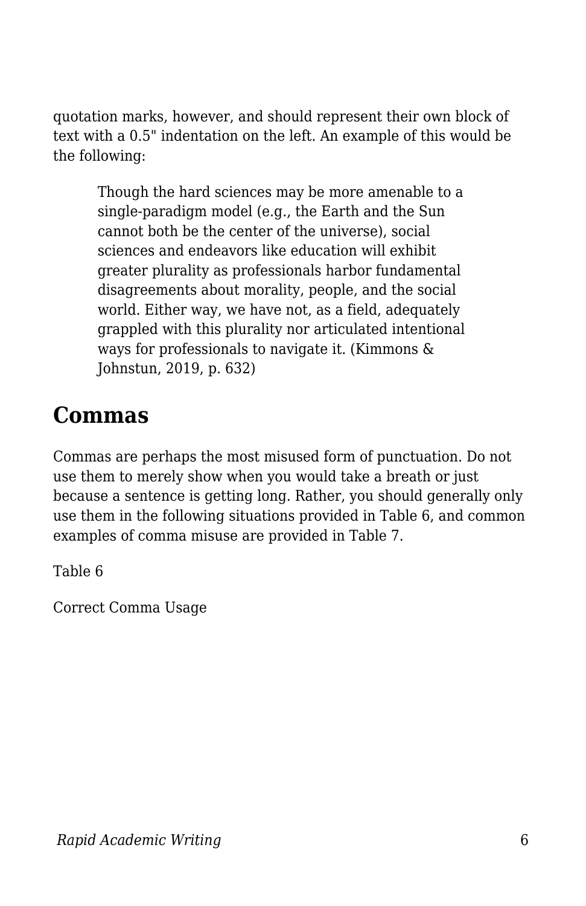quotation marks, however, and should represent their own block of text with a 0.5" indentation on the left. An example of this would be the following:

> Though the hard sciences may be more amenable to a single-paradigm model (e.g., the Earth and the Sun cannot both be the center of the universe), social sciences and endeavors like education will exhibit greater plurality as professionals harbor fundamental disagreements about morality, people, and the social world. Either way, we have not, as a field, adequately grappled with this plurality nor articulated intentional ways for professionals to navigate it. (Kimmons & Johnstun, 2019, p. 632)

## Commas

Commas are perhaps the most misused form of punctuation. Do not use them to merely show when you would take a breath or just because a sentence is getting long. Rather, you should generally only use them in the following situations provided in Table 6, and common examples of comma misuse are provided in Table 7.

Table 6

Correct Comma Usage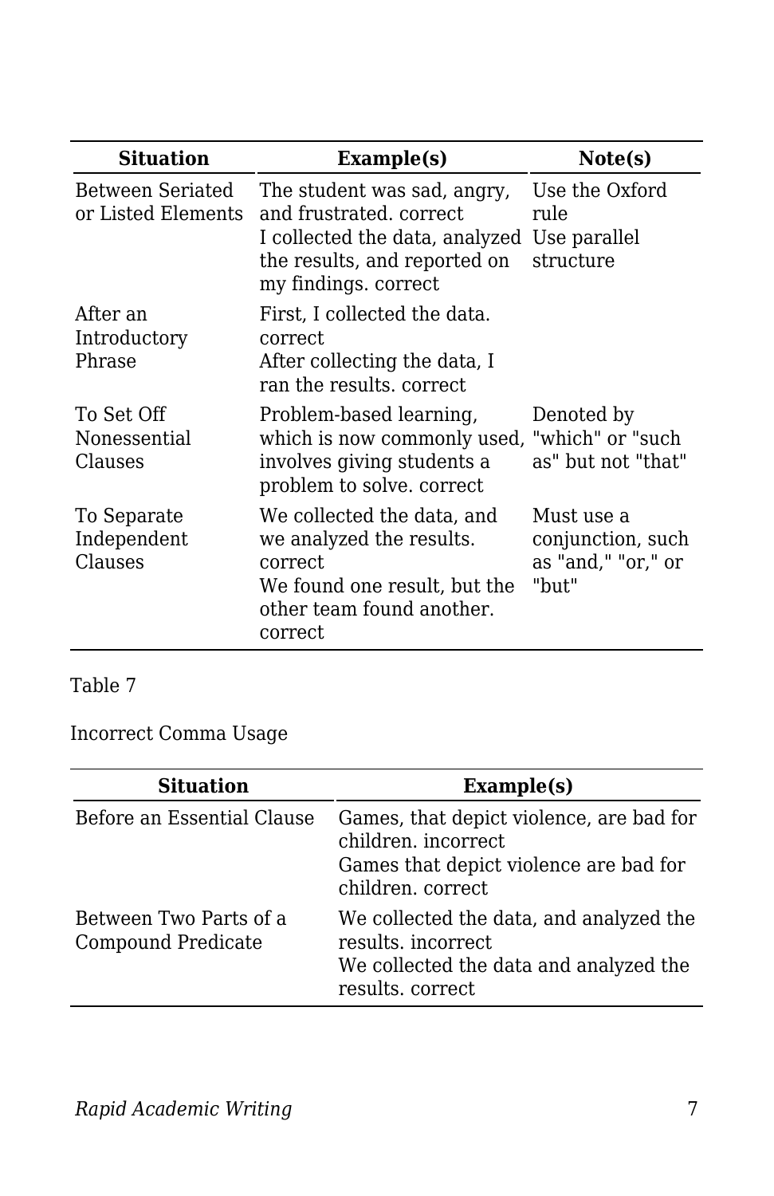| Situation | Example(s) | Note(s) |
|---|---|---|
| Between Seriated or Listed Elements | The student was sad, angry, and frustrated. correct<br>I collected the data, analyzed the results, and reported on my findings. correct | Use the Oxford rule<br>Use parallel structure |
| After an Introductory Phrase | First, I collected the data. correct<br>After collecting the data, I ran the results. correct | |
| To Set Off Nonessential Clauses | Problem-based learning, which is now commonly used, involves giving students a problem to solve. correct | Denoted by "which" or "such as" but not "that" |
| To Separate Independent Clauses | We collected the data, and we analyzed the results. correct<br>We found one result, but the other team found another. correct | Must use a conjunction, such as "and," "or," or "but" |

Table 7

Incorrect Comma Usage

| Situation | Example(s) |
|---|---|
| Before an Essential Clause | Games, that depict violence, are bad for children. incorrect<br>Games that depict violence are bad for children. correct |
| Between Two Parts of a Compound Predicate | We collected the data, and analyzed the results. incorrect<br>We collected the data and analyzed the results. correct |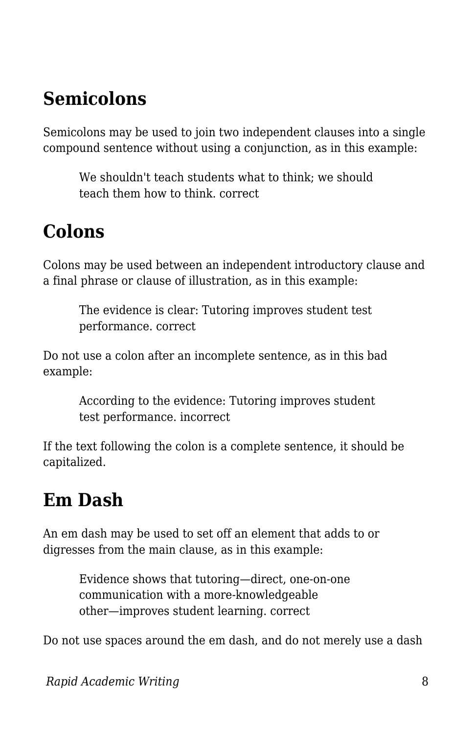## Semicolons

Semicolons may be used to join two independent clauses into a single compound sentence without using a conjunction, as in this example:

> We shouldn't teach students what to think; we should teach them how to think. correct

## Colons

Colons may be used between an independent introductory clause and a final phrase or clause of illustration, as in this example:

> The evidence is clear: Tutoring improves student test performance. correct

Do not use a colon after an incomplete sentence, as in this bad example:

> According to the evidence: Tutoring improves student test performance. incorrect

If the text following the colon is a complete sentence, it should be capitalized.

## Em Dash

An em dash may be used to set off an element that adds to or digresses from the main clause, as in this example:

> Evidence shows that tutoring—direct, one-on-one communication with a more-knowledgeable other—improves student learning. correct

Do not use spaces around the em dash, and do not merely use a dash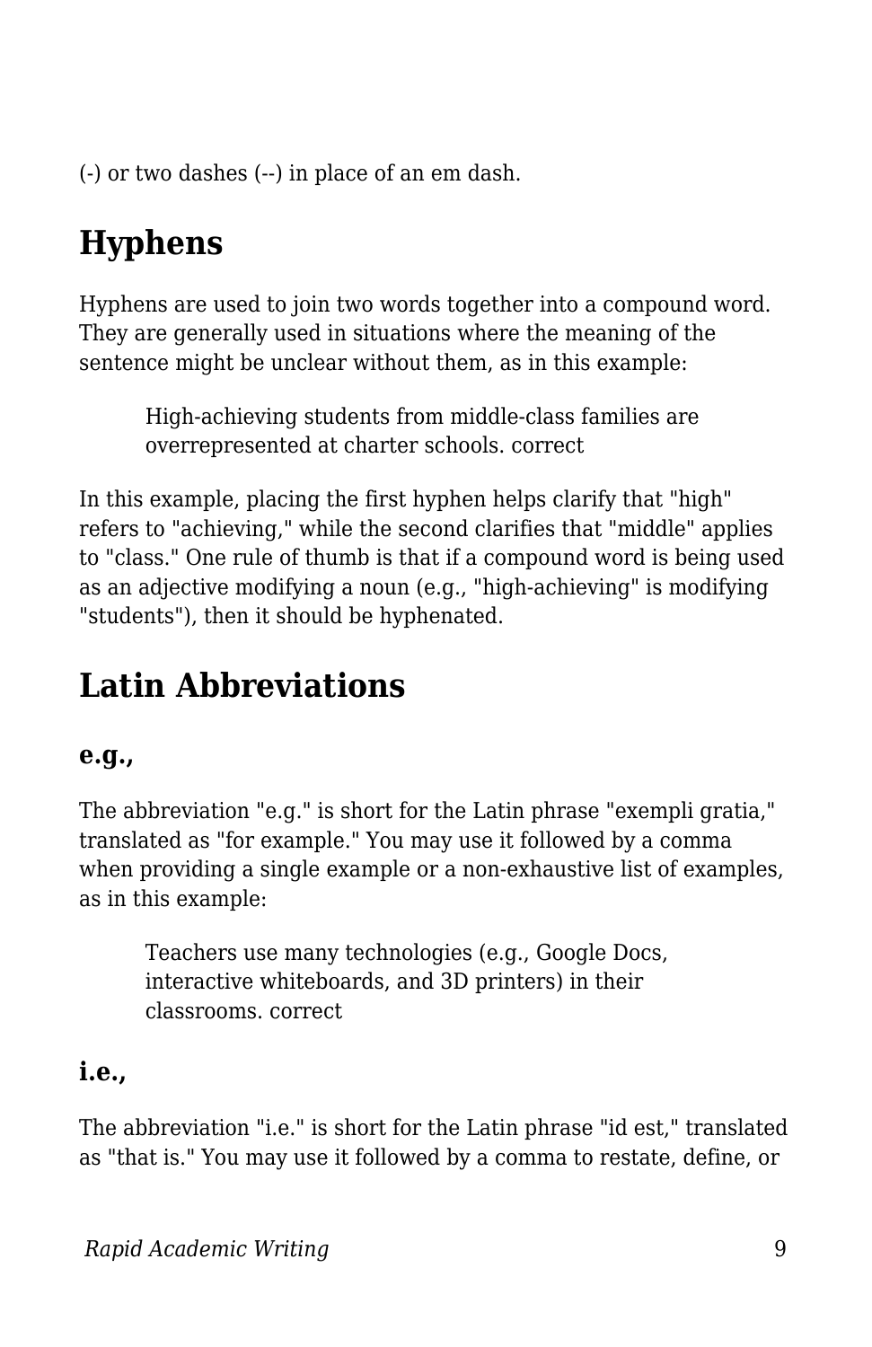(-) or two dashes (--) in place of an em dash.

## Hyphens

Hyphens are used to join two words together into a compound word. They are generally used in situations where the meaning of the sentence might be unclear without them, as in this example:

> High-achieving students from middle-class families are overrepresented at charter schools. correct

In this example, placing the first hyphen helps clarify that "high" refers to "achieving," while the second clarifies that "middle" applies to "class." One rule of thumb is that if a compound word is being used as an adjective modifying a noun (e.g., "high-achieving" is modifying "students"), then it should be hyphenated.

## Latin Abbreviations

### e.g.,

The abbreviation "e.g." is short for the Latin phrase "exempli gratia," translated as "for example." You may use it followed by a comma when providing a single example or a non-exhaustive list of examples, as in this example:

> Teachers use many technologies (e.g., Google Docs, interactive whiteboards, and 3D printers) in their classrooms. correct

### i.e.,

The abbreviation "i.e." is short for the Latin phrase "id est," translated as "that is." You may use it followed by a comma to restate, define, or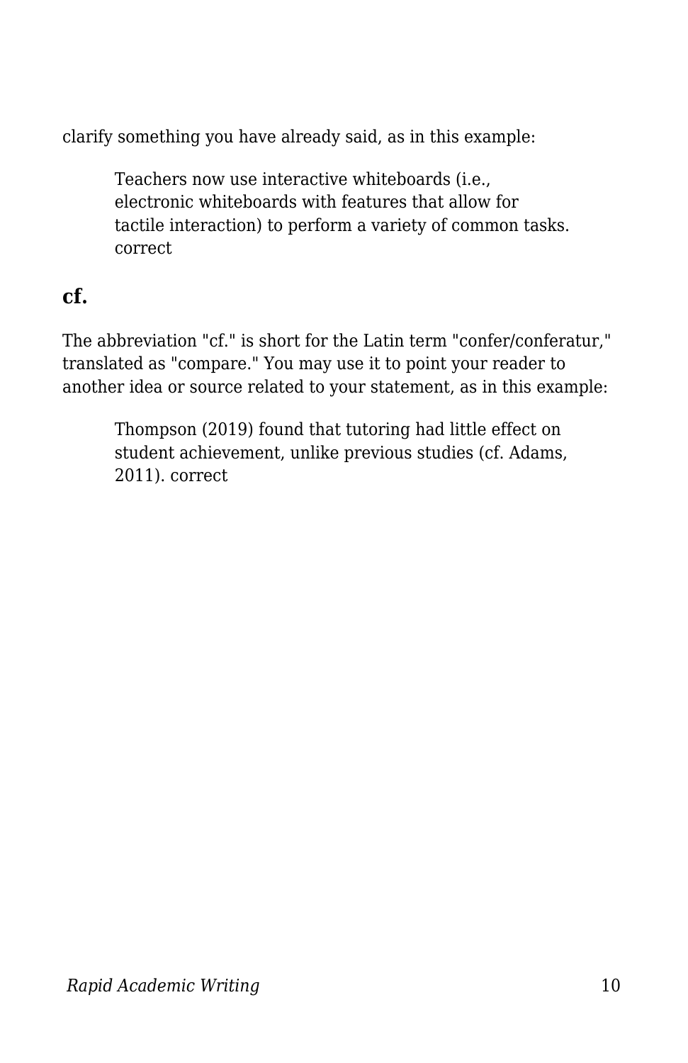clarify something you have already said, as in this example:

> Teachers now use interactive whiteboards (i.e., electronic whiteboards with features that allow for tactile interaction) to perform a variety of common tasks. correct

### cf.

The abbreviation "cf." is short for the Latin term "confer/conferatur," translated as "compare." You may use it to point your reader to another idea or source related to your statement, as in this example:

> Thompson (2019) found that tutoring had little effect on student achievement, unlike previous studies (cf. Adams, 2011). correct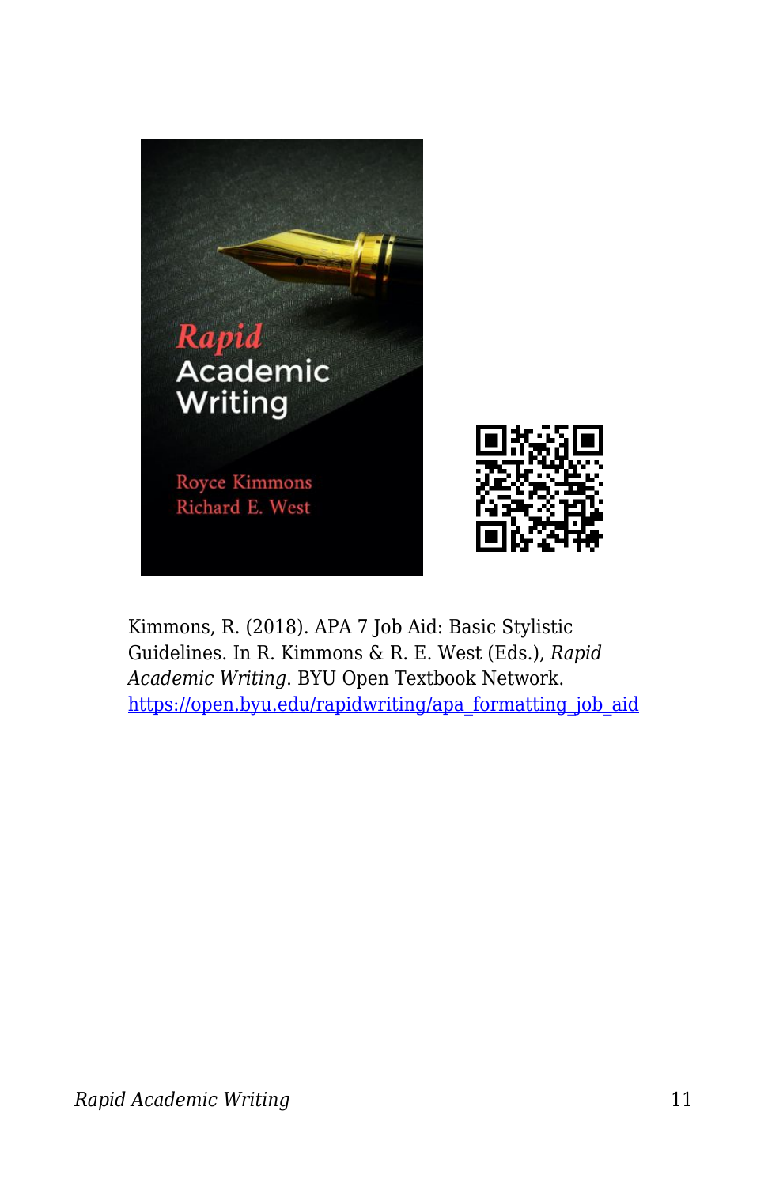Kimmons, R. (2018). APA 7 Job Aid: Basic Stylistic Guidelines. In R. Kimmons & R. E. West (Eds.), *Rapid Academic Writing*. BYU Open Textbook Network. [https://open.byu.edu/rapidwriting/apa_formatting_job_aid](https://open.byu.edu/rapidwriting/apa_formatting_job_aid)